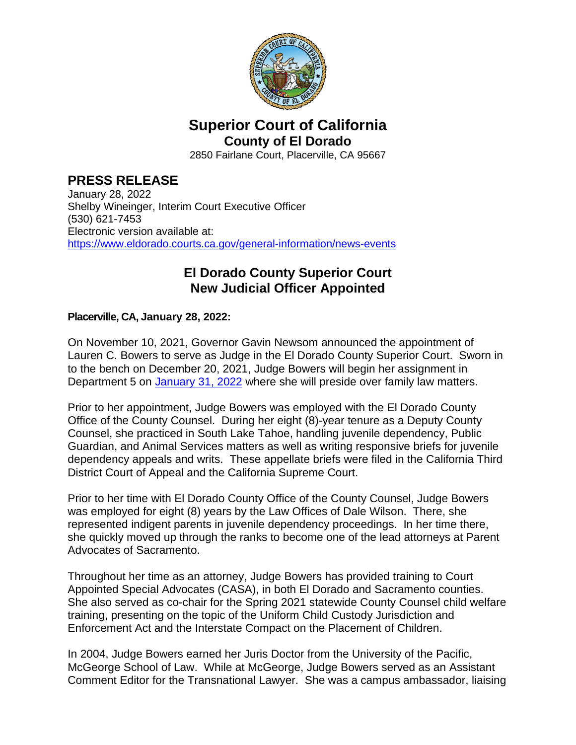# Superior Court of California
## County of El Dorado

2850 Fairlane Court, Placerville, CA 95667

## PRESS RELEASE

January 28, 2022
Shelby Wineinger, Interim Court Executive Officer
(530) 621-7453
Electronic version available at:
https://www.eldorado.courts.ca.gov/general-information/news-events

## El Dorado County Superior Court
## New Judicial Officer Appointed

**Placerville, CA, January 28, 2022:**

On November 10, 2021, Governor Gavin Newsom announced the appointment of Lauren C. Bowers to serve as Judge in the El Dorado County Superior Court. Sworn in to the bench on December 20, 2021, Judge Bowers will begin her assignment in Department 5 on January 31, 2022 where she will preside over family law matters.

Prior to her appointment, Judge Bowers was employed with the El Dorado County Office of the County Counsel. During her eight (8)-year tenure as a Deputy County Counsel, she practiced in South Lake Tahoe, handling juvenile dependency, Public Guardian, and Animal Services matters as well as writing responsive briefs for juvenile dependency appeals and writs. These appellate briefs were filed in the California Third District Court of Appeal and the California Supreme Court.

Prior to her time with El Dorado County Office of the County Counsel, Judge Bowers was employed for eight (8) years by the Law Offices of Dale Wilson. There, she represented indigent parents in juvenile dependency proceedings. In her time there, she quickly moved up through the ranks to become one of the lead attorneys at Parent Advocates of Sacramento.

Throughout her time as an attorney, Judge Bowers has provided training to Court Appointed Special Advocates (CASA), in both El Dorado and Sacramento counties. She also served as co-chair for the Spring 2021 statewide County Counsel child welfare training, presenting on the topic of the Uniform Child Custody Jurisdiction and Enforcement Act and the Interstate Compact on the Placement of Children.

In 2004, Judge Bowers earned her Juris Doctor from the University of the Pacific, McGeorge School of Law. While at McGeorge, Judge Bowers served as an Assistant Comment Editor for the Transnational Lawyer. She was a campus ambassador, liaising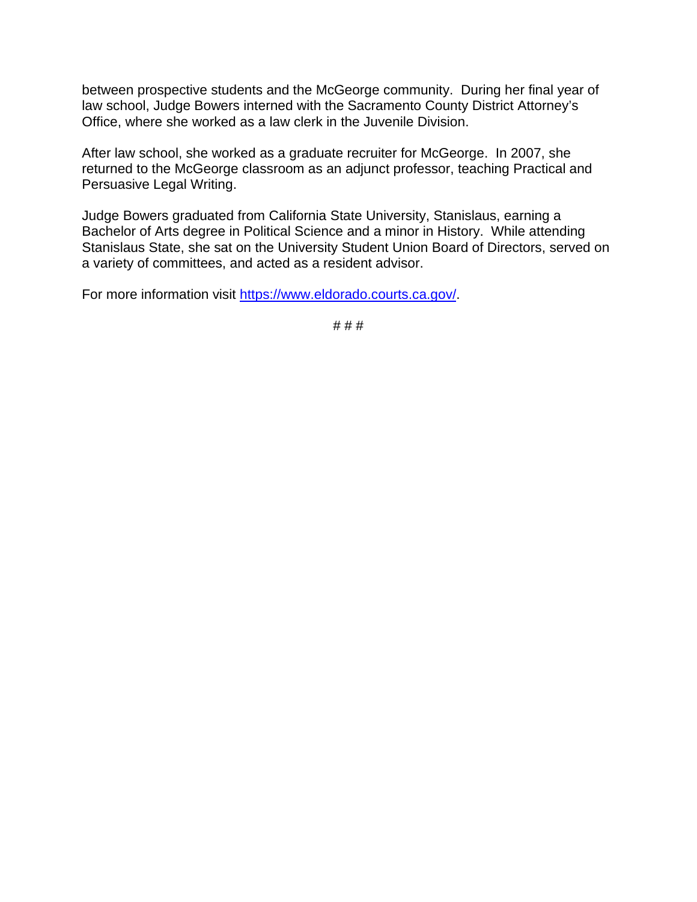between prospective students and the McGeorge community. During her final year of law school, Judge Bowers interned with the Sacramento County District Attorney's Office, where she worked as a law clerk in the Juvenile Division.

After law school, she worked as a graduate recruiter for McGeorge. In 2007, she returned to the McGeorge classroom as an adjunct professor, teaching Practical and Persuasive Legal Writing.

Judge Bowers graduated from California State University, Stanislaus, earning a Bachelor of Arts degree in Political Science and a minor in History. While attending Stanislaus State, she sat on the University Student Union Board of Directors, served on a variety of committees, and acted as a resident advisor.

For more information visit https://www.eldorado.courts.ca.gov/.

# # #